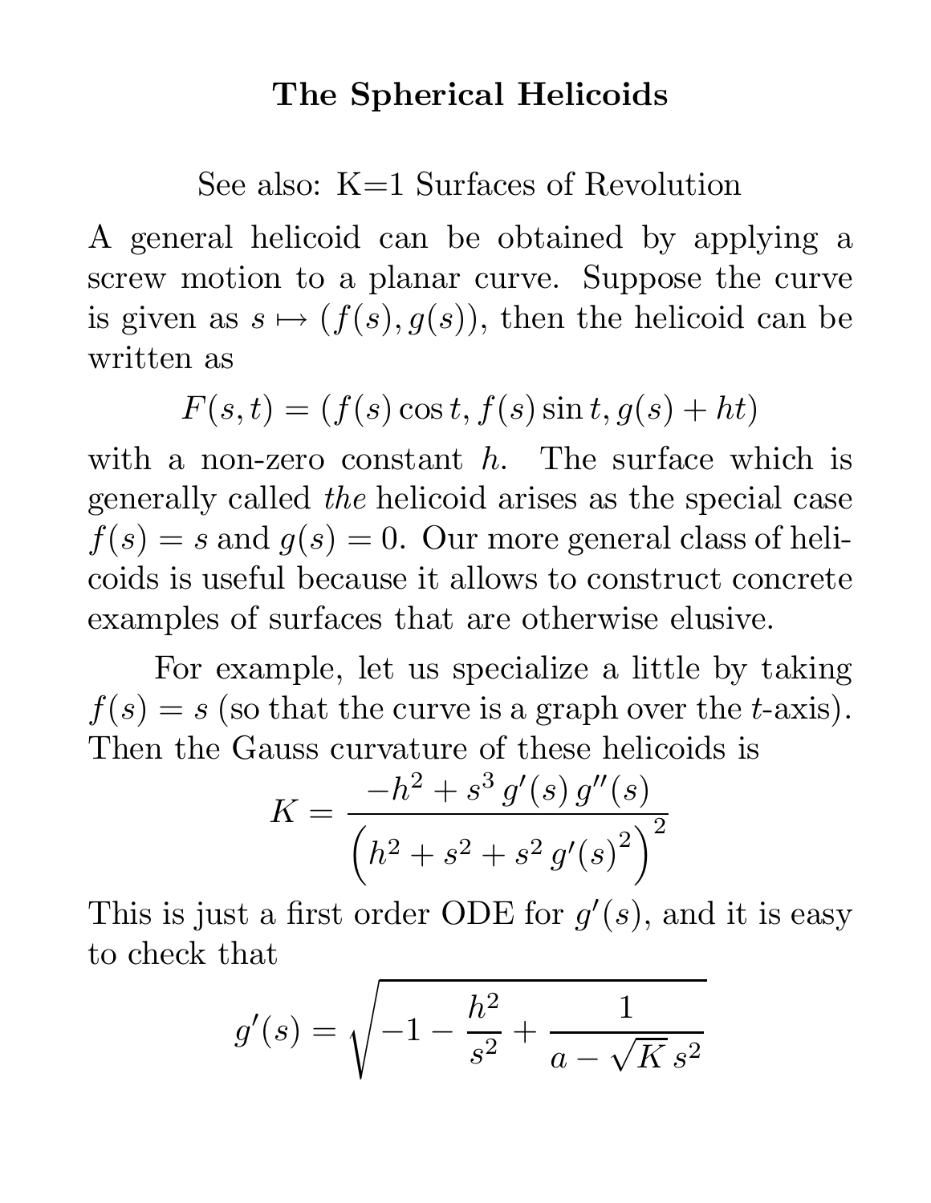# The Spherical Helicoids

See also: K=1 Surfaces of Revolution

A general helicoid can be obtained by applying a screw motion to a planar curve. Suppose the curve is given as $s \mapsto (f(s), g(s))$, then the helicoid can be written as

$$F(s,t) = (f(s)\cos t, f(s)\sin t, g(s) + ht)$$

with a non-zero constant $h$. The surface which is generally called *the* helicoid arises as the special case $f(s) = s$ and $g(s) = 0$. Our more general class of helicoids is useful because it allows to construct concrete examples of surfaces that are otherwise elusive.

For example, let us specialize a little by taking $f(s) = s$ (so that the curve is a graph over the $t$-axis). Then the Gauss curvature of these helicoids is

$$K = \frac{-h^2 + s^3\, g'(s)\, g''(s)}{\left(h^2 + s^2 + s^2\, g'(s)^2\right)^2}$$

This is just a first order ODE for $g'(s)$, and it is easy to check that

$$g'(s) = \sqrt{-1 - \frac{h^2}{s^2} + \frac{1}{a - \sqrt{K}\, s^2}}$$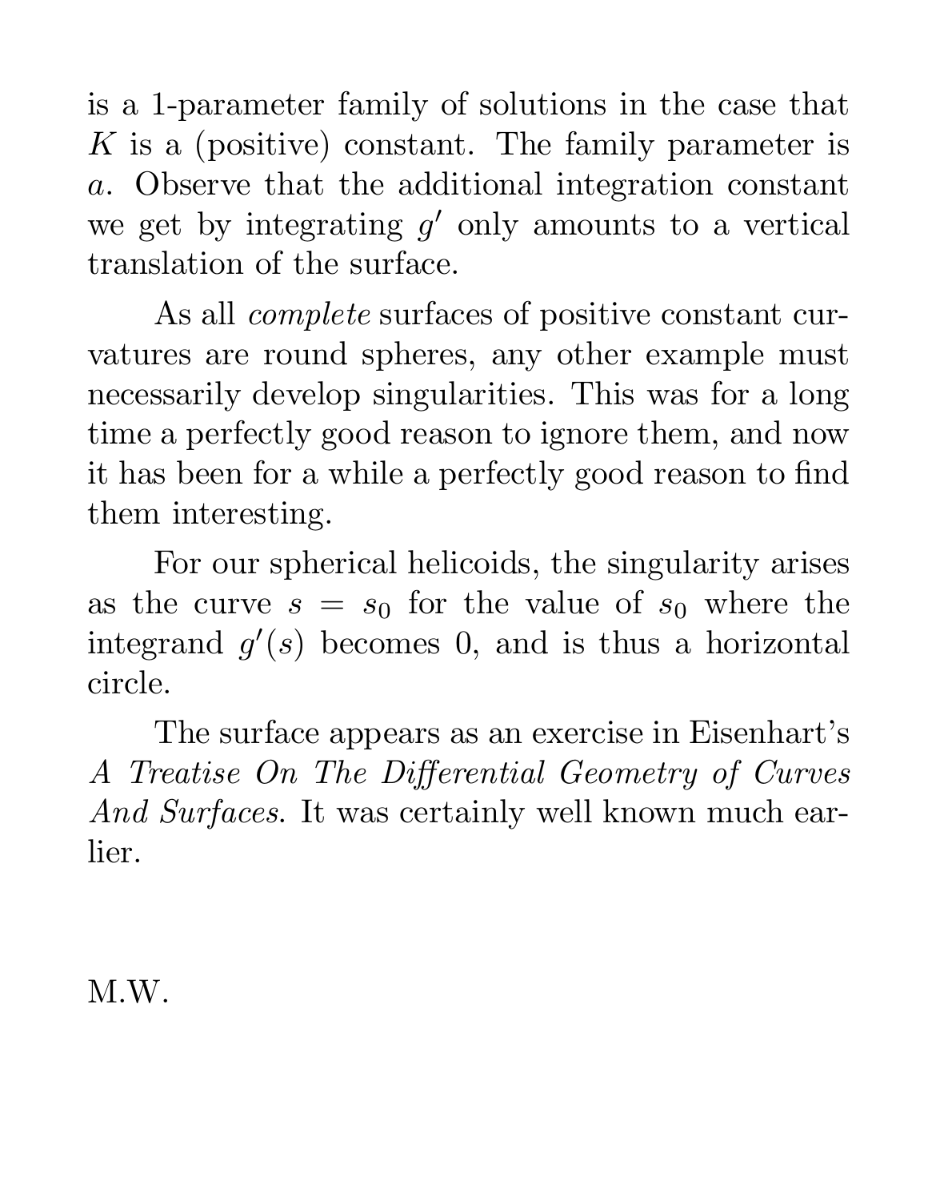is a 1-parameter family of solutions in the case that $K$ is a (positive) constant. The family parameter is $a$. Observe that the additional integration constant we get by integrating $g'$ only amounts to a vertical translation of the surface.

As all *complete* surfaces of positive constant curvatures are round spheres, any other example must necessarily develop singularities. This was for a long time a perfectly good reason to ignore them, and now it has been for a while a perfectly good reason to find them interesting.

For our spherical helicoids, the singularity arises as the curve $s = s_0$ for the value of $s_0$ where the integrand $g'(s)$ becomes 0, and is thus a horizontal circle.

The surface appears as an exercise in Eisenhart's *A Treatise On The Differential Geometry of Curves And Surfaces*. It was certainly well known much earlier.

M.W.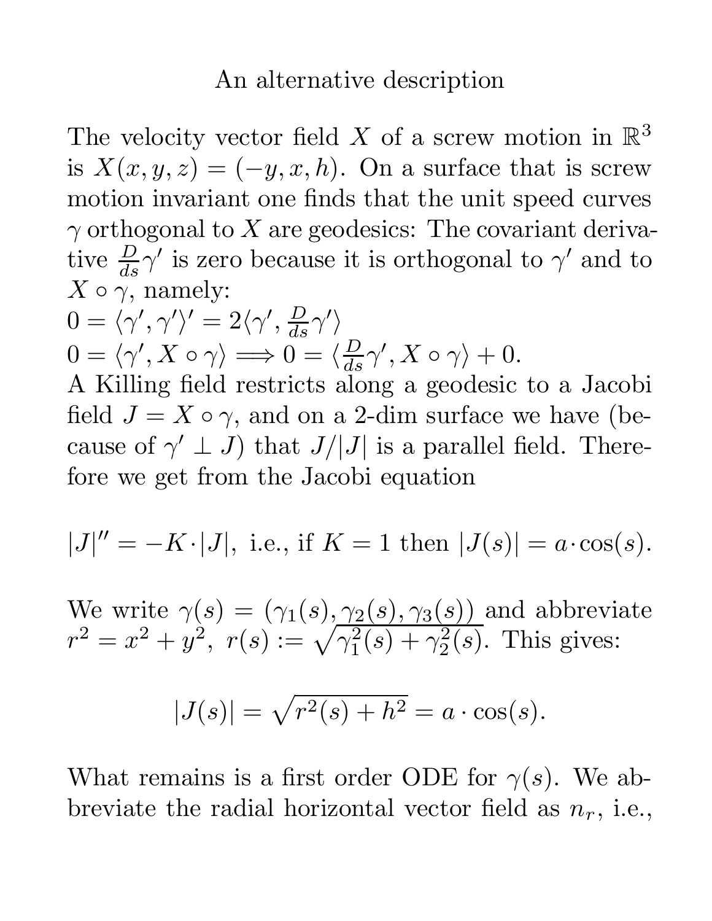# An alternative description

The velocity vector field $X$ of a screw motion in $\mathbb{R}^3$ is $X(x, y, z) = (-y, x, h)$. On a surface that is screw motion invariant one finds that the unit speed curves $\gamma$ orthogonal to $X$ are geodesics: The covariant derivative $\frac{D}{ds}\gamma'$ is zero because it is orthogonal to $\gamma'$ and to $X \circ \gamma$, namely:

$0 = \langle \gamma', \gamma' \rangle' = 2\langle \gamma', \frac{D}{ds}\gamma' \rangle$

$0 = \langle \gamma', X \circ \gamma \rangle \Longrightarrow 0 = \langle \frac{D}{ds}\gamma', X \circ \gamma \rangle + 0.$

A Killing field restricts along a geodesic to a Jacobi field $J = X \circ \gamma$, and on a 2-dim surface we have (because of $\gamma' \perp J$) that $J/|J|$ is a parallel field. Therefore we get from the Jacobi equation

$$|J|'' = -K \cdot |J|, \text{ i.e., if } K = 1 \text{ then } |J(s)| = a \cdot \cos(s).$$

We write $\gamma(s) = (\gamma_1(s), \gamma_2(s), \gamma_3(s))$ and abbreviate $r^2 = x^2 + y^2$, $r(s) := \sqrt{\gamma_1^2(s) + \gamma_2^2(s)}$. This gives:

$$|J(s)| = \sqrt{r^2(s) + h^2} = a \cdot \cos(s).$$

What remains is a first order ODE for $\gamma(s)$. We abbreviate the radial horizontal vector field as $n_r$, i.e.,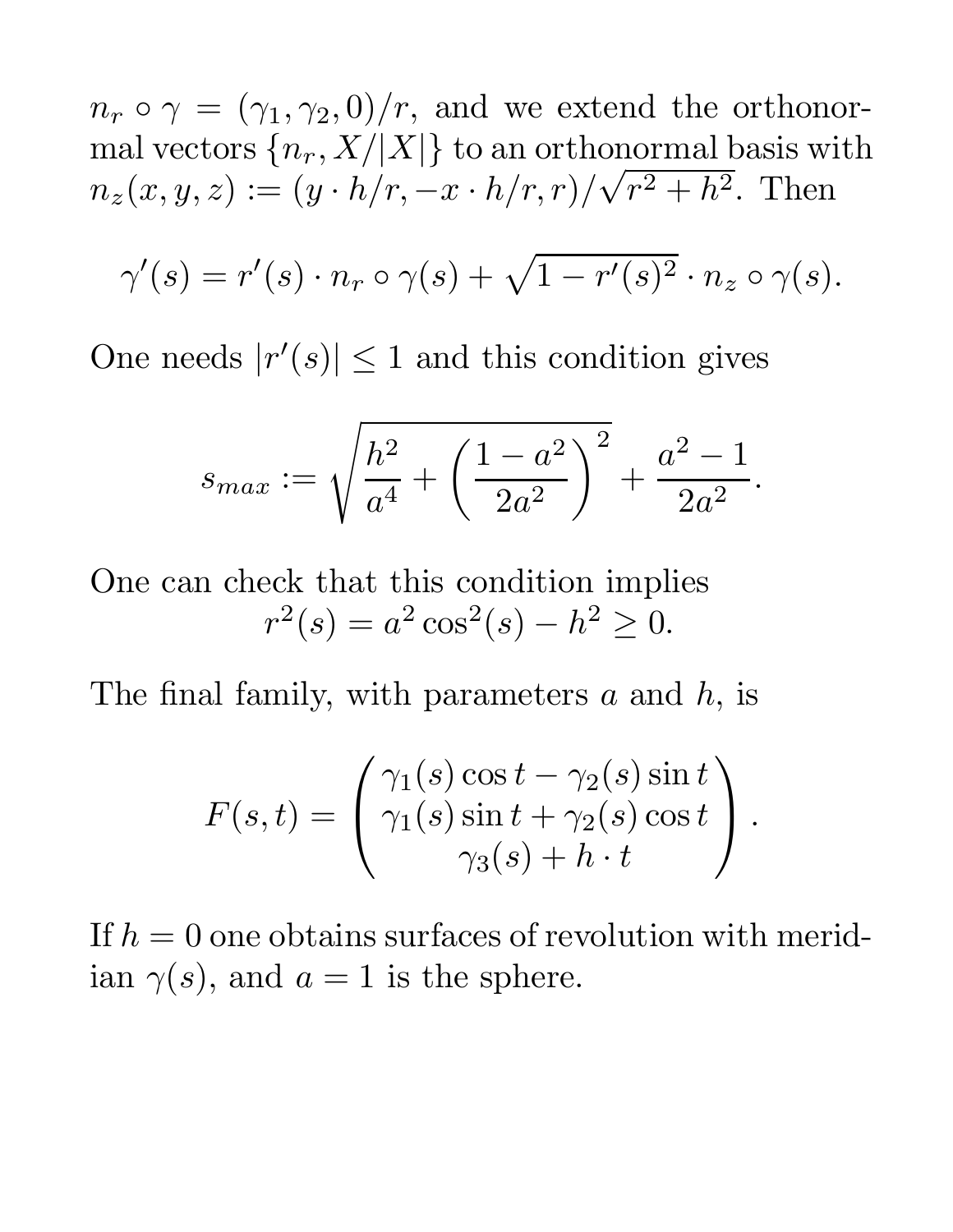$n_r \circ \gamma = (\gamma_1, \gamma_2, 0)/r$, and we extend the orthonormal vectors $\{n_r, X/|X|\}$ to an orthonormal basis with $n_z(x, y, z) := (y \cdot h/r, -x \cdot h/r, r)/\sqrt{r^2 + h^2}$. Then

$$\gamma'(s) = r'(s) \cdot n_r \circ \gamma(s) + \sqrt{1 - r'(s)^2} \cdot n_z \circ \gamma(s).$$

One needs $|r'(s)| \leq 1$ and this condition gives

$$s_{max} := \sqrt{\frac{h^2}{a^4} + \left(\frac{1-a^2}{2a^2}\right)^2} + \frac{a^2 - 1}{2a^2}.$$

One can check that this condition implies

$$r^2(s) = a^2 \cos^2(s) - h^2 \geq 0.$$

The final family, with parameters $a$ and $h$, is

$$F(s,t) = \begin{pmatrix} \gamma_1(s)\cos t - \gamma_2(s)\sin t \\ \gamma_1(s)\sin t + \gamma_2(s)\cos t \\ \gamma_3(s) + h \cdot t \end{pmatrix}.$$

If $h = 0$ one obtains surfaces of revolution with meridian $\gamma(s)$, and $a = 1$ is the sphere.